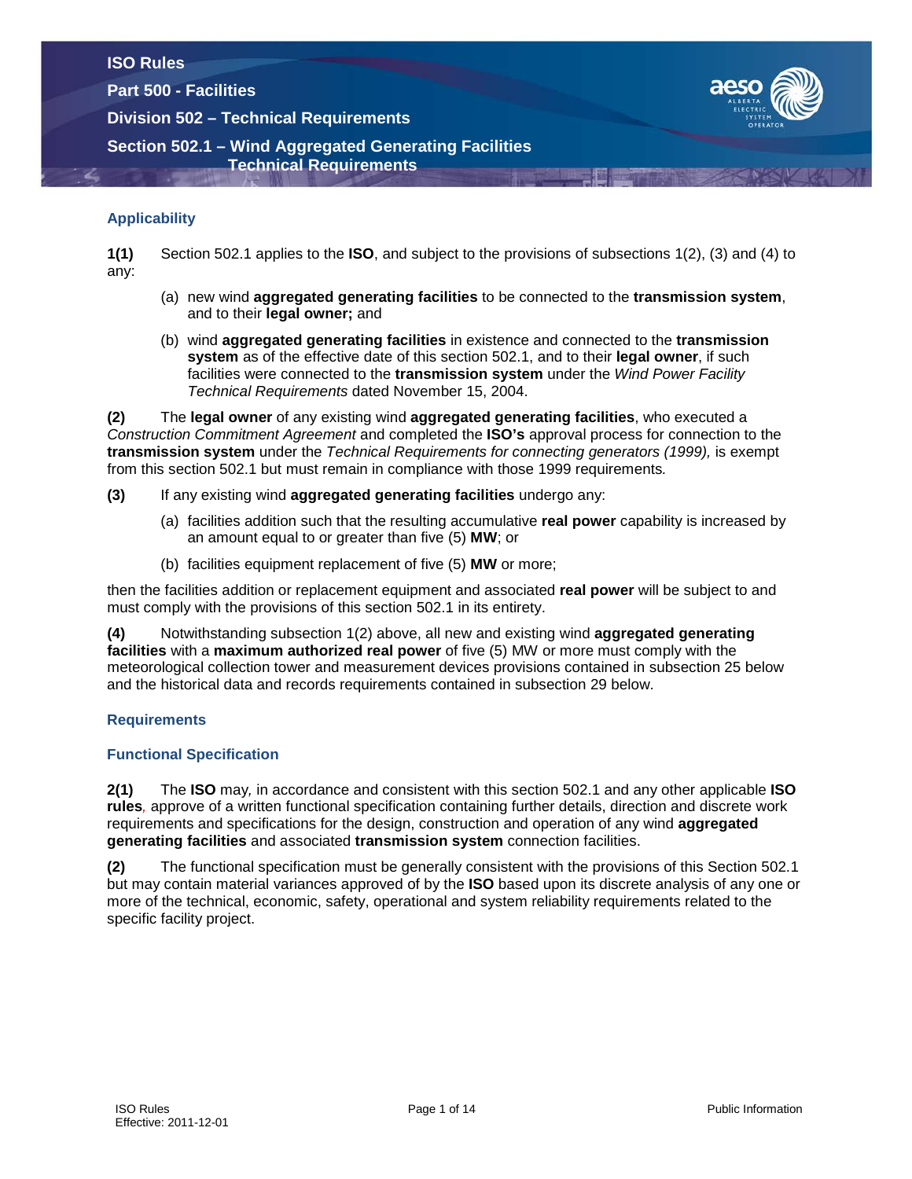# ISO Rules

## Part 500 - Facilities

## Division 502 – Technical Requirements

## Section 502.1 – Wind Aggregated Generating Facilities Technical Requirements

### Applicability

**1(1)** Section 502.1 applies to the **ISO**, and subject to the provisions of subsections 1(2), (3) and (4) to any:

(a) new wind **aggregated generating facilities** to be connected to the **transmission system**, and to their **legal owner;** and

(b) wind **aggregated generating facilities** in existence and connected to the **transmission system** as of the effective date of this section 502.1, and to their **legal owner**, if such facilities were connected to the **transmission system** under the *Wind Power Facility Technical Requirements* dated November 15, 2004.

**(2)** The **legal owner** of any existing wind **aggregated generating facilities**, who executed a *Construction Commitment Agreement* and completed the **ISO's** approval process for connection to the **transmission system** under the *Technical Requirements for connecting generators (1999),* is exempt from this section 502.1 but must remain in compliance with those 1999 requirements*.*

**(3)** If any existing wind **aggregated generating facilities** undergo any:

(a) facilities addition such that the resulting accumulative **real power** capability is increased by an amount equal to or greater than five (5) **MW**; or

(b) facilities equipment replacement of five (5) **MW** or more;

then the facilities addition or replacement equipment and associated **real power** will be subject to and must comply with the provisions of this section 502.1 in its entirety.

**(4)** Notwithstanding subsection 1(2) above, all new and existing wind **aggregated generating facilities** with a **maximum authorized real power** of five (5) MW or more must comply with the meteorological collection tower and measurement devices provisions contained in subsection 25 below and the historical data and records requirements contained in subsection 29 below.

### Requirements

### Functional Specification

**2(1)** The **ISO** may*,* in accordance and consistent with this section 502.1 and any other applicable **ISO rules***,* approve of a written functional specification containing further details, direction and discrete work requirements and specifications for the design, construction and operation of any wind **aggregated generating facilities** and associated **transmission system** connection facilities.

**(2)** The functional specification must be generally consistent with the provisions of this Section 502.1 but may contain material variances approved of by the **ISO** based upon its discrete analysis of any one or more of the technical, economic, safety, operational and system reliability requirements related to the specific facility project.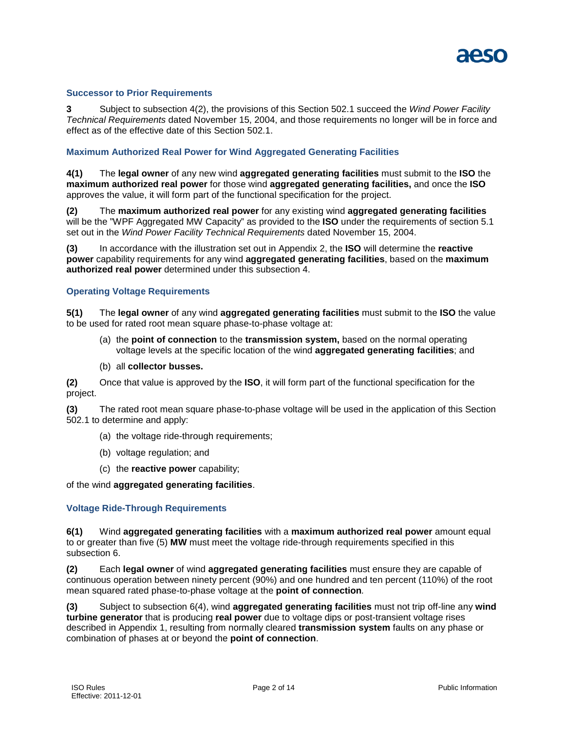### Successor to Prior Requirements

**3** Subject to subsection 4(2), the provisions of this Section 502.1 succeed the *Wind Power Facility Technical Requirements* dated November 15, 2004, and those requirements no longer will be in force and effect as of the effective date of this Section 502.1.

### Maximum Authorized Real Power for Wind Aggregated Generating Facilities

**4(1)** The **legal owner** of any new wind **aggregated generating facilities** must submit to the **ISO** the **maximum authorized real power** for those wind **aggregated generating facilities,** and once the **ISO** approves the value, it will form part of the functional specification for the project.

**(2)** The **maximum authorized real power** for any existing wind **aggregated generating facilities** will be the "WPF Aggregated MW Capacity" as provided to the **ISO** under the requirements of section 5.1 set out in the *Wind Power Facility Technical Requirements* dated November 15, 2004.

**(3)** In accordance with the illustration set out in Appendix 2, the **ISO** will determine the **reactive power** capability requirements for any wind **aggregated generating facilities**, based on the **maximum authorized real power** determined under this subsection 4.

### Operating Voltage Requirements

**5(1)** The **legal owner** of any wind **aggregated generating facilities** must submit to the **ISO** the value to be used for rated root mean square phase-to-phase voltage at:

(a) the **point of connection** to the **transmission system,** based on the normal operating voltage levels at the specific location of the wind **aggregated generating facilities**; and

(b) all **collector busses.**

**(2)** Once that value is approved by the **ISO**, it will form part of the functional specification for the project.

**(3)** The rated root mean square phase-to-phase voltage will be used in the application of this Section 502.1 to determine and apply:

(a) the voltage ride-through requirements;

(b) voltage regulation; and

(c) the **reactive power** capability;

of the wind **aggregated generating facilities**.

### Voltage Ride-Through Requirements

**6(1)** Wind **aggregated generating facilities** with a **maximum authorized real power** amount equal to or greater than five (5) **MW** must meet the voltage ride-through requirements specified in this subsection 6.

**(2)** Each **legal owner** of wind **aggregated generating facilities** must ensure they are capable of continuous operation between ninety percent (90%) and one hundred and ten percent (110%) of the root mean squared rated phase-to-phase voltage at the **point of connection**.

**(3)** Subject to subsection 6(4), wind **aggregated generating facilities** must not trip off-line any **wind turbine generator** that is producing **real power** due to voltage dips or post-transient voltage rises described in Appendix 1, resulting from normally cleared **transmission system** faults on any phase or combination of phases at or beyond the **point of connection**.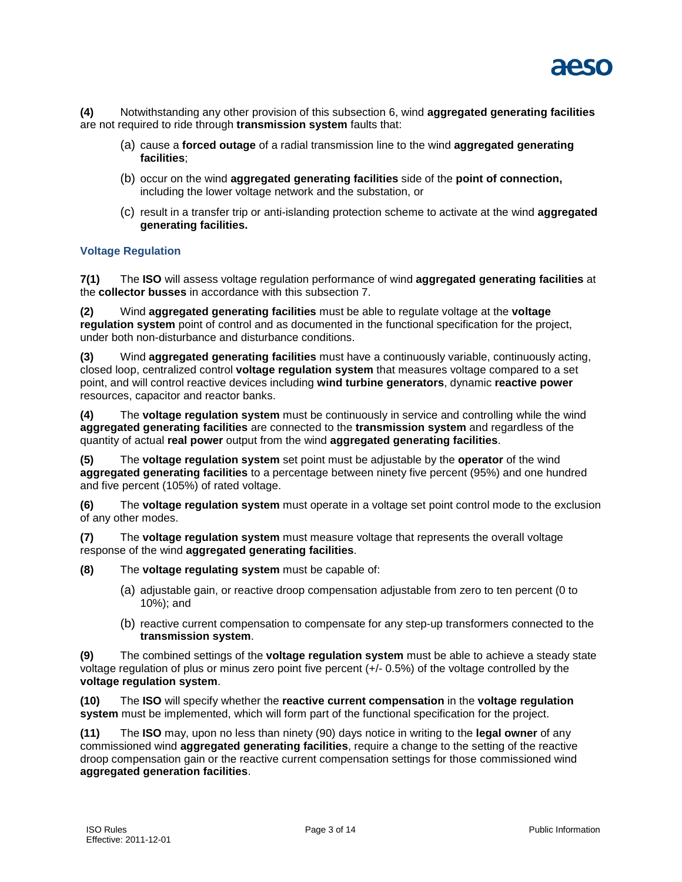**(4)** Notwithstanding any other provision of this subsection 6, wind **aggregated generating facilities** are not required to ride through **transmission system** faults that:

(a) cause a **forced outage** of a radial transmission line to the wind **aggregated generating facilities**;

(b) occur on the wind **aggregated generating facilities** side of the **point of connection,** including the lower voltage network and the substation, or

(c) result in a transfer trip or anti-islanding protection scheme to activate at the wind **aggregated generating facilities.**

### Voltage Regulation

**7(1)** The **ISO** will assess voltage regulation performance of wind **aggregated generating facilities** at the **collector busses** in accordance with this subsection 7.

**(2)** Wind **aggregated generating facilities** must be able to regulate voltage at the **voltage regulation system** point of control and as documented in the functional specification for the project, under both non-disturbance and disturbance conditions.

**(3)** Wind **aggregated generating facilities** must have a continuously variable, continuously acting, closed loop, centralized control **voltage regulation system** that measures voltage compared to a set point, and will control reactive devices including **wind turbine generators**, dynamic **reactive power** resources, capacitor and reactor banks.

**(4)** The **voltage regulation system** must be continuously in service and controlling while the wind **aggregated generating facilities** are connected to the **transmission system** and regardless of the quantity of actual **real power** output from the wind **aggregated generating facilities**.

**(5)** The **voltage regulation system** set point must be adjustable by the **operator** of the wind **aggregated generating facilities** to a percentage between ninety five percent (95%) and one hundred and five percent (105%) of rated voltage.

**(6)** The **voltage regulation system** must operate in a voltage set point control mode to the exclusion of any other modes.

**(7)** The **voltage regulation system** must measure voltage that represents the overall voltage response of the wind **aggregated generating facilities**.

**(8)** The **voltage regulating system** must be capable of:

(a) adjustable gain, or reactive droop compensation adjustable from zero to ten percent (0 to 10%); and

(b) reactive current compensation to compensate for any step-up transformers connected to the **transmission system**.

**(9)** The combined settings of the **voltage regulation system** must be able to achieve a steady state voltage regulation of plus or minus zero point five percent (+/- 0.5%) of the voltage controlled by the **voltage regulation system**.

**(10)** The **ISO** will specify whether the **reactive current compensation** in the **voltage regulation system** must be implemented, which will form part of the functional specification for the project.

**(11)** The **ISO** may, upon no less than ninety (90) days notice in writing to the **legal owner** of any commissioned wind **aggregated generating facilities**, require a change to the setting of the reactive droop compensation gain or the reactive current compensation settings for those commissioned wind **aggregated generation facilities**.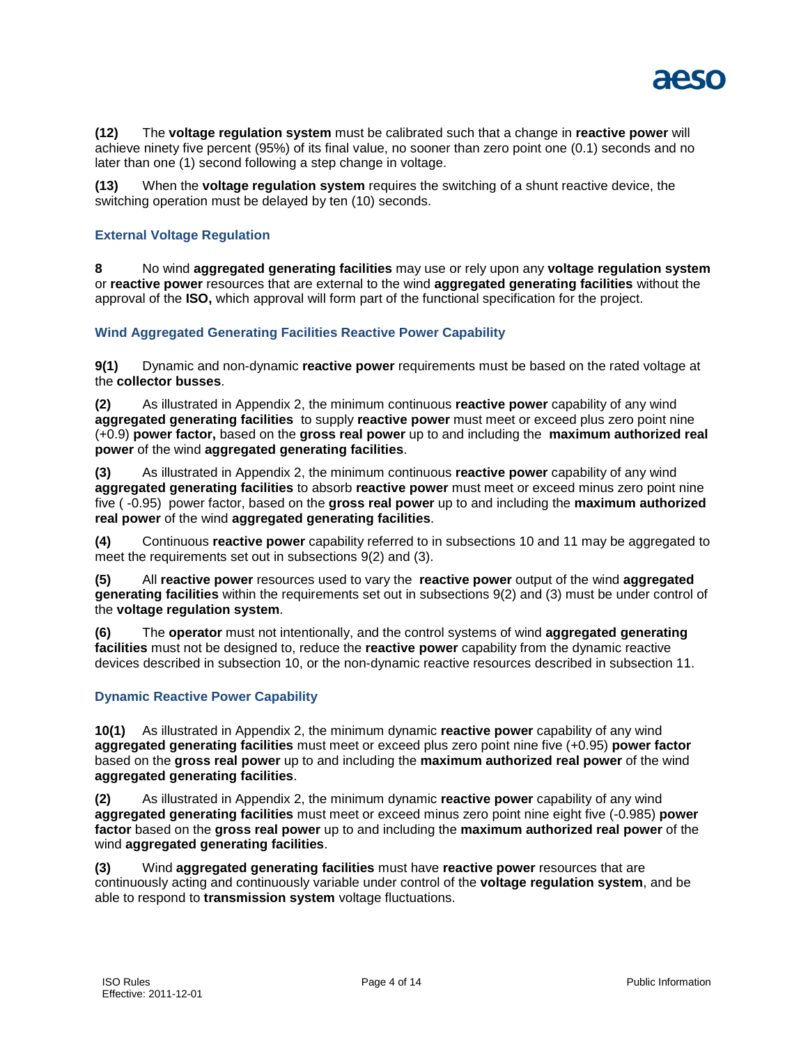**(12)** The **voltage regulation system** must be calibrated such that a change in **reactive power** will achieve ninety five percent (95%) of its final value, no sooner than zero point one (0.1) seconds and no later than one (1) second following a step change in voltage.

**(13)** When the **voltage regulation system** requires the switching of a shunt reactive device, the switching operation must be delayed by ten (10) seconds.

### External Voltage Regulation

**8** No wind **aggregated generating facilities** may use or rely upon any **voltage regulation system** or **reactive power** resources that are external to the wind **aggregated generating facilities** without the approval of the **ISO,** which approval will form part of the functional specification for the project.

### Wind Aggregated Generating Facilities Reactive Power Capability

**9(1)** Dynamic and non-dynamic **reactive power** requirements must be based on the rated voltage at the **collector busses**.

**(2)** As illustrated in Appendix 2, the minimum continuous **reactive power** capability of any wind **aggregated generating facilities** to supply **reactive power** must meet or exceed plus zero point nine (+0.9) **power factor,** based on the **gross real power** up to and including the **maximum authorized real power** of the wind **aggregated generating facilities**.

**(3)** As illustrated in Appendix 2, the minimum continuous **reactive power** capability of any wind **aggregated generating facilities** to absorb **reactive power** must meet or exceed minus zero point nine five ( -0.95) power factor, based on the **gross real power** up to and including the **maximum authorized real power** of the wind **aggregated generating facilities**.

**(4)** Continuous **reactive power** capability referred to in subsections 10 and 11 may be aggregated to meet the requirements set out in subsections 9(2) and (3).

**(5)** All **reactive power** resources used to vary the **reactive power** output of the wind **aggregated generating facilities** within the requirements set out in subsections 9(2) and (3) must be under control of the **voltage regulation system**.

**(6)** The **operator** must not intentionally, and the control systems of wind **aggregated generating facilities** must not be designed to, reduce the **reactive power** capability from the dynamic reactive devices described in subsection 10, or the non-dynamic reactive resources described in subsection 11.

### Dynamic Reactive Power Capability

**10(1)** As illustrated in Appendix 2, the minimum dynamic **reactive power** capability of any wind **aggregated generating facilities** must meet or exceed plus zero point nine five (+0.95) **power factor** based on the **gross real power** up to and including the **maximum authorized real power** of the wind **aggregated generating facilities**.

**(2)** As illustrated in Appendix 2, the minimum dynamic **reactive power** capability of any wind **aggregated generating facilities** must meet or exceed minus zero point nine eight five (-0.985) **power factor** based on the **gross real power** up to and including the **maximum authorized real power** of the wind **aggregated generating facilities**.

**(3)** Wind **aggregated generating facilities** must have **reactive power** resources that are continuously acting and continuously variable under control of the **voltage regulation system**, and be able to respond to **transmission system** voltage fluctuations.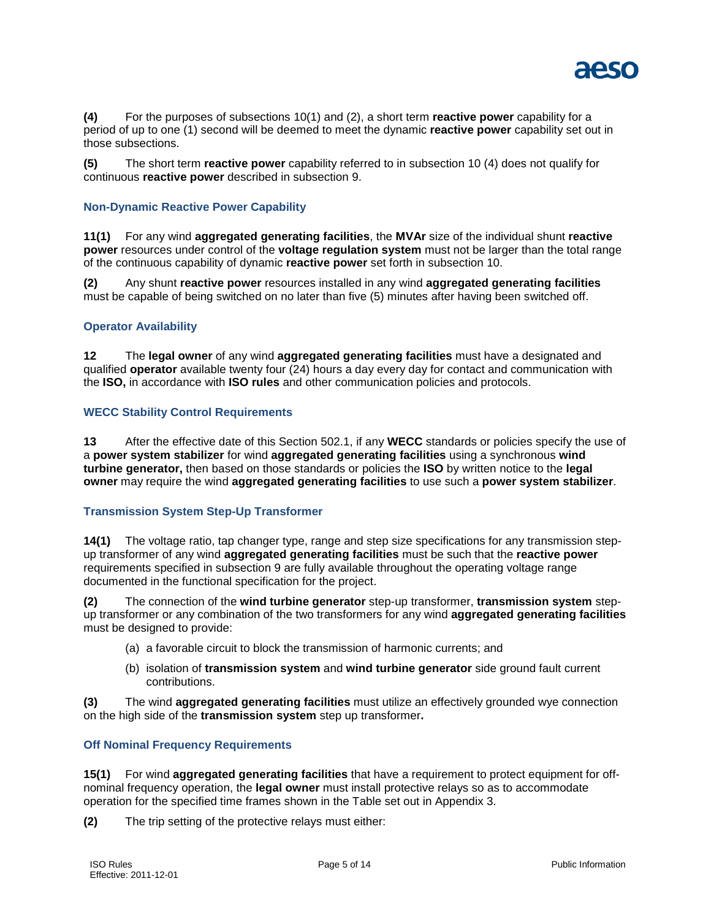**(4)** For the purposes of subsections 10(1) and (2), a short term **reactive power** capability for a period of up to one (1) second will be deemed to meet the dynamic **reactive power** capability set out in those subsections.

**(5)** The short term **reactive power** capability referred to in subsection 10 (4) does not qualify for continuous **reactive power** described in subsection 9.

### Non-Dynamic Reactive Power Capability

**11(1)** For any wind **aggregated generating facilities**, the **MVAr** size of the individual shunt **reactive power** resources under control of the **voltage regulation system** must not be larger than the total range of the continuous capability of dynamic **reactive power** set forth in subsection 10.

**(2)** Any shunt **reactive power** resources installed in any wind **aggregated generating facilities** must be capable of being switched on no later than five (5) minutes after having been switched off.

### Operator Availability

**12** The **legal owner** of any wind **aggregated generating facilities** must have a designated and qualified **operator** available twenty four (24) hours a day every day for contact and communication with the **ISO,** in accordance with **ISO rules** and other communication policies and protocols.

### WECC Stability Control Requirements

**13** After the effective date of this Section 502.1, if any **WECC** standards or policies specify the use of a **power system stabilizer** for wind **aggregated generating facilities** using a synchronous **wind turbine generator,** then based on those standards or policies the **ISO** by written notice to the **legal owner** may require the wind **aggregated generating facilities** to use such a **power system stabilizer**.

### Transmission System Step-Up Transformer

**14(1)** The voltage ratio, tap changer type, range and step size specifications for any transmission step-up transformer of any wind **aggregated generating facilities** must be such that the **reactive power** requirements specified in subsection 9 are fully available throughout the operating voltage range documented in the functional specification for the project.

**(2)** The connection of the **wind turbine generator** step-up transformer, **transmission system** step-up transformer or any combination of the two transformers for any wind **aggregated generating facilities** must be designed to provide:

(a) a favorable circuit to block the transmission of harmonic currents; and

(b) isolation of **transmission system** and **wind turbine generator** side ground fault current contributions.

**(3)** The wind **aggregated generating facilities** must utilize an effectively grounded wye connection on the high side of the **transmission system** step up transformer**.**

### Off Nominal Frequency Requirements

**15(1)** For wind **aggregated generating facilities** that have a requirement to protect equipment for off-nominal frequency operation, the **legal owner** must install protective relays so as to accommodate operation for the specified time frames shown in the Table set out in Appendix 3.

**(2)** The trip setting of the protective relays must either: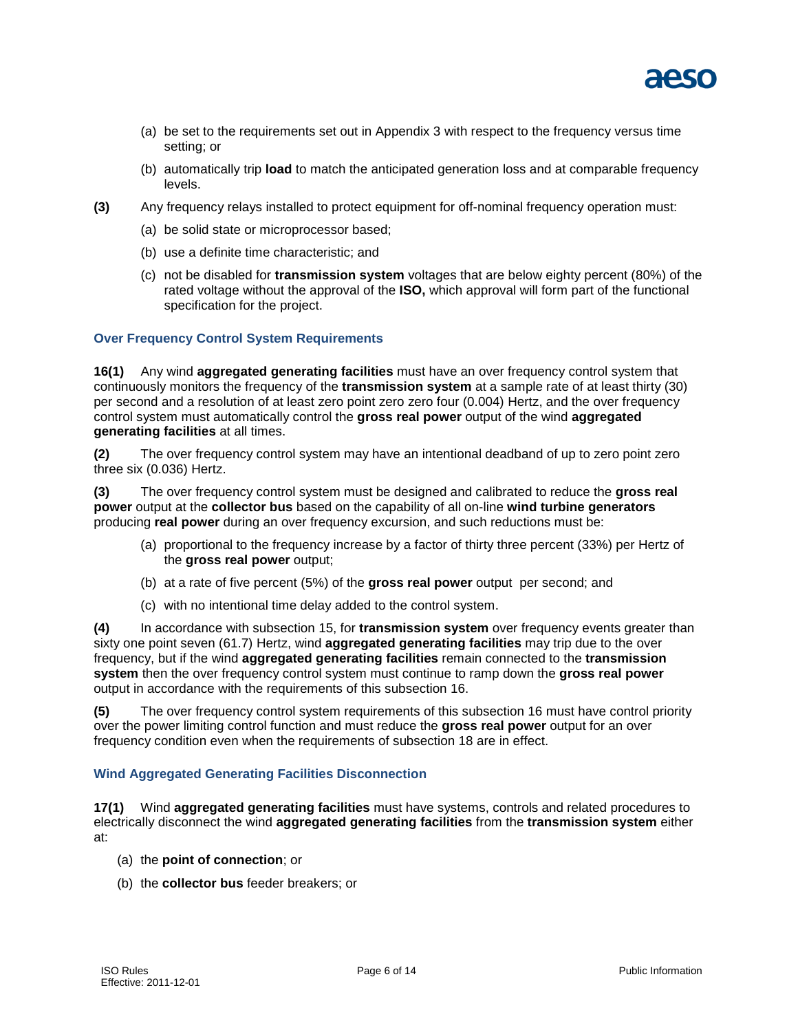(a) be set to the requirements set out in Appendix 3 with respect to the frequency versus time setting; or

(b) automatically trip **load** to match the anticipated generation loss and at comparable frequency levels.

**(3)** Any frequency relays installed to protect equipment for off-nominal frequency operation must:

(a) be solid state or microprocessor based;

(b) use a definite time characteristic; and

(c) not be disabled for **transmission system** voltages that are below eighty percent (80%) of the rated voltage without the approval of the **ISO,** which approval will form part of the functional specification for the project.

### Over Frequency Control System Requirements

**16(1)** Any wind **aggregated generating facilities** must have an over frequency control system that continuously monitors the frequency of the **transmission system** at a sample rate of at least thirty (30) per second and a resolution of at least zero point zero zero four (0.004) Hertz, and the over frequency control system must automatically control the **gross real power** output of the wind **aggregated generating facilities** at all times.

**(2)** The over frequency control system may have an intentional deadband of up to zero point zero three six (0.036) Hertz.

**(3)** The over frequency control system must be designed and calibrated to reduce the **gross real power** output at the **collector bus** based on the capability of all on-line **wind turbine generators** producing **real power** during an over frequency excursion, and such reductions must be:

(a) proportional to the frequency increase by a factor of thirty three percent (33%) per Hertz of the **gross real power** output;

(b) at a rate of five percent (5%) of the **gross real power** output per second; and

(c) with no intentional time delay added to the control system.

**(4)** In accordance with subsection 15, for **transmission system** over frequency events greater than sixty one point seven (61.7) Hertz, wind **aggregated generating facilities** may trip due to the over frequency, but if the wind **aggregated generating facilities** remain connected to the **transmission system** then the over frequency control system must continue to ramp down the **gross real power** output in accordance with the requirements of this subsection 16.

**(5)** The over frequency control system requirements of this subsection 16 must have control priority over the power limiting control function and must reduce the **gross real power** output for an over frequency condition even when the requirements of subsection 18 are in effect.

### Wind Aggregated Generating Facilities Disconnection

**17(1)** Wind **aggregated generating facilities** must have systems, controls and related procedures to electrically disconnect the wind **aggregated generating facilities** from the **transmission system** either at:

(a) the **point of connection**; or

(b) the **collector bus** feeder breakers; or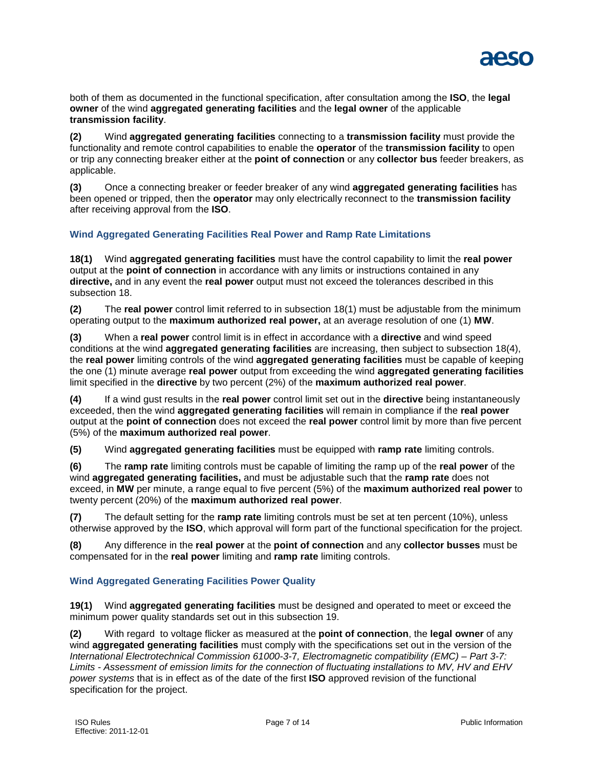both of them as documented in the functional specification, after consultation among the **ISO**, the **legal owner** of the wind **aggregated generating facilities** and the **legal owner** of the applicable **transmission facility**.

**(2)** Wind **aggregated generating facilities** connecting to a **transmission facility** must provide the functionality and remote control capabilities to enable the **operator** of the **transmission facility** to open or trip any connecting breaker either at the **point of connection** or any **collector bus** feeder breakers, as applicable.

**(3)** Once a connecting breaker or feeder breaker of any wind **aggregated generating facilities** has been opened or tripped, then the **operator** may only electrically reconnect to the **transmission facility** after receiving approval from the **ISO**.

### Wind Aggregated Generating Facilities Real Power and Ramp Rate Limitations

**18(1)** Wind **aggregated generating facilities** must have the control capability to limit the **real power** output at the **point of connection** in accordance with any limits or instructions contained in any **directive,** and in any event the **real power** output must not exceed the tolerances described in this subsection 18.

**(2)** The **real power** control limit referred to in subsection 18(1) must be adjustable from the minimum operating output to the **maximum authorized real power,** at an average resolution of one (1) **MW**.

**(3)** When a **real power** control limit is in effect in accordance with a **directive** and wind speed conditions at the wind **aggregated generating facilities** are increasing, then subject to subsection 18(4), the **real power** limiting controls of the wind **aggregated generating facilities** must be capable of keeping the one (1) minute average **real power** output from exceeding the wind **aggregated generating facilities** limit specified in the **directive** by two percent (2%) of the **maximum authorized real power**.

**(4)** If a wind gust results in the **real power** control limit set out in the **directive** being instantaneously exceeded, then the wind **aggregated generating facilities** will remain in compliance if the **real power** output at the **point of connection** does not exceed the **real power** control limit by more than five percent (5%) of the **maximum authorized real power**.

**(5)** Wind **aggregated generating facilities** must be equipped with **ramp rate** limiting controls.

**(6)** The **ramp rate** limiting controls must be capable of limiting the ramp up of the **real power** of the wind **aggregated generating facilities,** and must be adjustable such that the **ramp rate** does not exceed, in **MW** per minute, a range equal to five percent (5%) of the **maximum authorized real power** to twenty percent (20%) of the **maximum authorized real power**.

**(7)** The default setting for the **ramp rate** limiting controls must be set at ten percent (10%), unless otherwise approved by the **ISO**, which approval will form part of the functional specification for the project.

**(8)** Any difference in the **real power** at the **point of connection** and any **collector busses** must be compensated for in the **real power** limiting and **ramp rate** limiting controls.

### Wind Aggregated Generating Facilities Power Quality

**19(1)** Wind **aggregated generating facilities** must be designed and operated to meet or exceed the minimum power quality standards set out in this subsection 19.

**(2)** With regard to voltage flicker as measured at the **point of connection**, the **legal owner** of any wind **aggregated generating facilities** must comply with the specifications set out in the version of the *International Electrotechnical Commission 61000-3-7, Electromagnetic compatibility (EMC) – Part 3-7: Limits - Assessment of emission limits for the connection of fluctuating installations to MV, HV and EHV power systems* that is in effect as of the date of the first **ISO** approved revision of the functional specification for the project.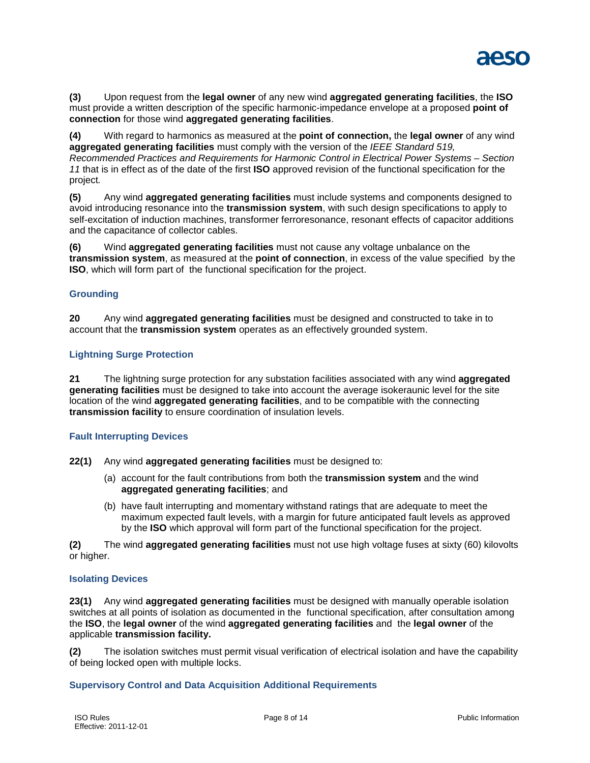**(3)** Upon request from the **legal owner** of any new wind **aggregated generating facilities**, the **ISO** must provide a written description of the specific harmonic-impedance envelope at a proposed **point of connection** for those wind **aggregated generating facilities**.

**(4)** With regard to harmonics as measured at the **point of connection,** the **legal owner** of any wind **aggregated generating facilities** must comply with the version of the *IEEE Standard 519, Recommended Practices and Requirements for Harmonic Control in Electrical Power Systems – Section 11* that is in effect as of the date of the first **ISO** approved revision of the functional specification for the project*.*

**(5)** Any wind **aggregated generating facilities** must include systems and components designed to avoid introducing resonance into the **transmission system**, with such design specifications to apply to self-excitation of induction machines, transformer ferroresonance, resonant effects of capacitor additions and the capacitance of collector cables.

**(6)** Wind **aggregated generating facilities** must not cause any voltage unbalance on the **transmission system**, as measured at the **point of connection**, in excess of the value specified by the **ISO**, which will form part of the functional specification for the project.

### Grounding

**20** Any wind **aggregated generating facilities** must be designed and constructed to take in to account that the **transmission system** operates as an effectively grounded system.

### Lightning Surge Protection

**21** The lightning surge protection for any substation facilities associated with any wind **aggregated generating facilities** must be designed to take into account the average isokeraunic level for the site location of the wind **aggregated generating facilities**, and to be compatible with the connecting **transmission facility** to ensure coordination of insulation levels.

### Fault Interrupting Devices

**22(1)** Any wind **aggregated generating facilities** must be designed to:

(a) account for the fault contributions from both the **transmission system** and the wind **aggregated generating facilities**; and

(b) have fault interrupting and momentary withstand ratings that are adequate to meet the maximum expected fault levels, with a margin for future anticipated fault levels as approved by the **ISO** which approval will form part of the functional specification for the project.

**(2)** The wind **aggregated generating facilities** must not use high voltage fuses at sixty (60) kilovolts or higher.

### Isolating Devices

**23(1)** Any wind **aggregated generating facilities** must be designed with manually operable isolation switches at all points of isolation as documented in the functional specification, after consultation among the **ISO**, the **legal owner** of the wind **aggregated generating facilities** and the **legal owner** of the applicable **transmission facility.**

**(2)** The isolation switches must permit visual verification of electrical isolation and have the capability of being locked open with multiple locks.

### Supervisory Control and Data Acquisition Additional Requirements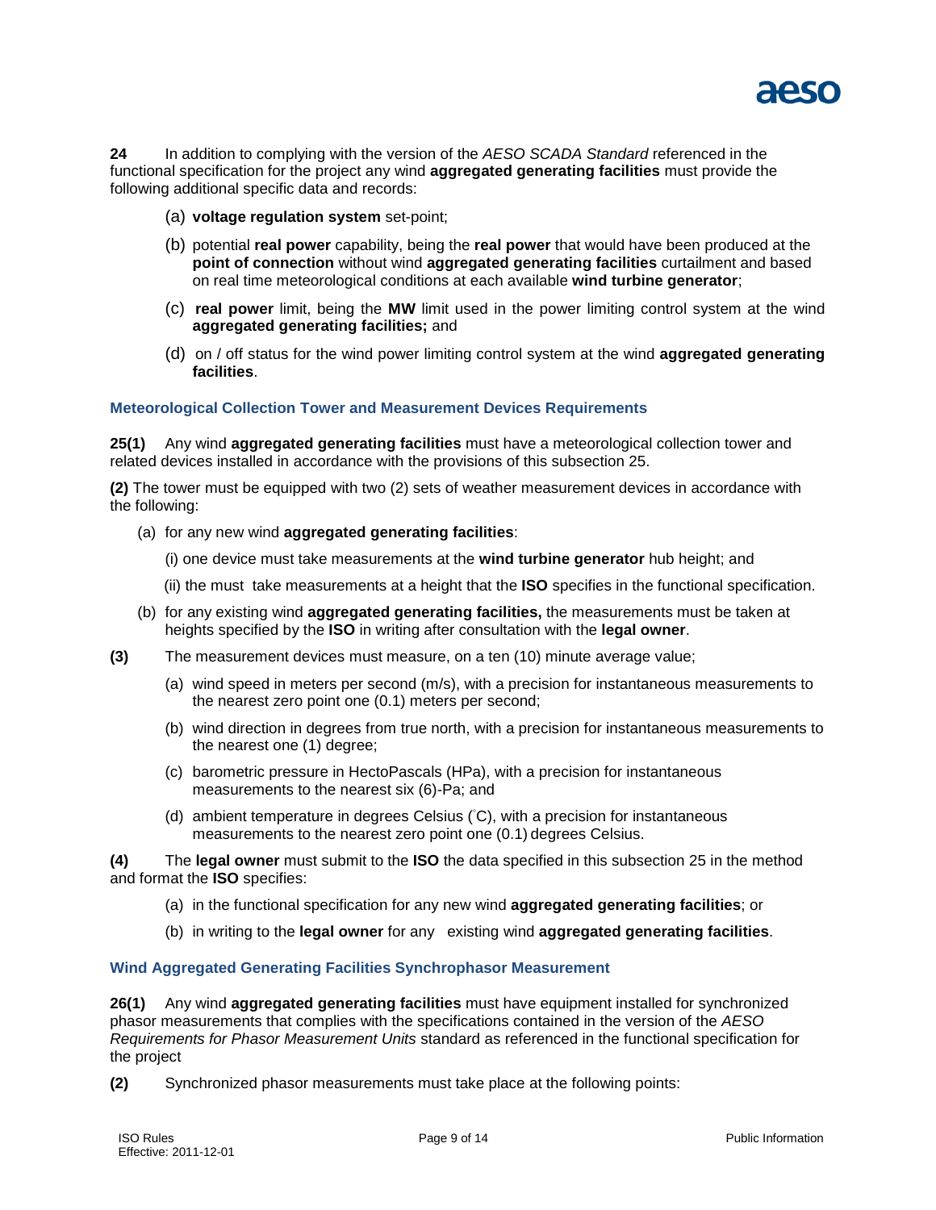**24** In addition to complying with the version of the *AESO SCADA Standard* referenced in the functional specification for the project any wind **aggregated generating facilities** must provide the following additional specific data and records:

(a) **voltage regulation system** set-point;

(b) potential **real power** capability, being the **real power** that would have been produced at the **point of connection** without wind **aggregated generating facilities** curtailment and based on real time meteorological conditions at each available **wind turbine generator**;

(c) **real power** limit, being the **MW** limit used in the power limiting control system at the wind **aggregated generating facilities;** and

(d) on / off status for the wind power limiting control system at the wind **aggregated generating facilities**.

### Meteorological Collection Tower and Measurement Devices Requirements

**25(1)** Any wind **aggregated generating facilities** must have a meteorological collection tower and related devices installed in accordance with the provisions of this subsection 25.

**(2)** The tower must be equipped with two (2) sets of weather measurement devices in accordance with the following:

(a) for any new wind **aggregated generating facilities**:

(i) one device must take measurements at the **wind turbine generator** hub height; and

(ii) the must take measurements at a height that the **ISO** specifies in the functional specification.

(b) for any existing wind **aggregated generating facilities,** the measurements must be taken at heights specified by the **ISO** in writing after consultation with the **legal owner**.

**(3)** The measurement devices must measure, on a ten (10) minute average value;

(a) wind speed in meters per second (m/s), with a precision for instantaneous measurements to the nearest zero point one (0.1) meters per second;

(b) wind direction in degrees from true north, with a precision for instantaneous measurements to the nearest one (1) degree;

(c) barometric pressure in HectoPascals (HPa), with a precision for instantaneous measurements to the nearest six (6)-Pa; and

(d) ambient temperature in degrees Celsius (°C), with a precision for instantaneous measurements to the nearest zero point one (0.1) degrees Celsius.

**(4)** The **legal owner** must submit to the **ISO** the data specified in this subsection 25 in the method and format the **ISO** specifies:

(a) in the functional specification for any new wind **aggregated generating facilities**; or

(b) in writing to the **legal owner** for any existing wind **aggregated generating facilities**.

### Wind Aggregated Generating Facilities Synchrophasor Measurement

**26(1)** Any wind **aggregated generating facilities** must have equipment installed for synchronized phasor measurements that complies with the specifications contained in the version of the *AESO Requirements for Phasor Measurement Units* standard as referenced in the functional specification for the project

**(2)** Synchronized phasor measurements must take place at the following points: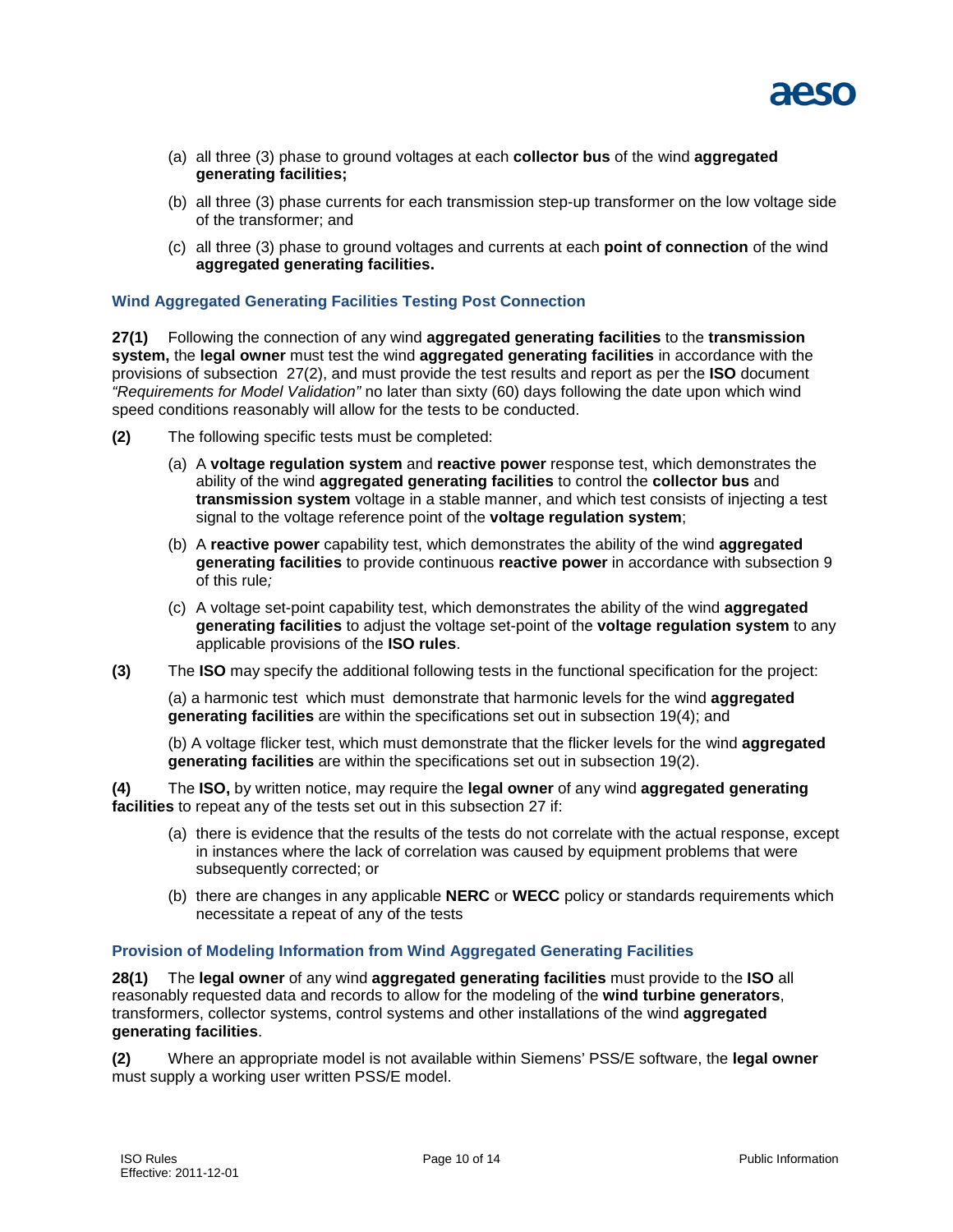(a) all three (3) phase to ground voltages at each **collector bus** of the wind **aggregated generating facilities;**

(b) all three (3) phase currents for each transmission step-up transformer on the low voltage side of the transformer; and

(c) all three (3) phase to ground voltages and currents at each **point of connection** of the wind **aggregated generating facilities.**

### Wind Aggregated Generating Facilities Testing Post Connection

**27(1)** Following the connection of any wind **aggregated generating facilities** to the **transmission system,** the **legal owner** must test the wind **aggregated generating facilities** in accordance with the provisions of subsection 27(2), and must provide the test results and report as per the **ISO** document *"Requirements for Model Validation"* no later than sixty (60) days following the date upon which wind speed conditions reasonably will allow for the tests to be conducted.

**(2)** The following specific tests must be completed:

(a) A **voltage regulation system** and **reactive power** response test, which demonstrates the ability of the wind **aggregated generating facilities** to control the **collector bus** and **transmission system** voltage in a stable manner, and which test consists of injecting a test signal to the voltage reference point of the **voltage regulation system**;

(b) A **reactive power** capability test, which demonstrates the ability of the wind **aggregated generating facilities** to provide continuous **reactive power** in accordance with subsection 9 of this rule*;*

(c) A voltage set-point capability test, which demonstrates the ability of the wind **aggregated generating facilities** to adjust the voltage set-point of the **voltage regulation system** to any applicable provisions of the **ISO rules**.

**(3)** The **ISO** may specify the additional following tests in the functional specification for the project:

(a) a harmonic test which must demonstrate that harmonic levels for the wind **aggregated generating facilities** are within the specifications set out in subsection 19(4); and

(b) A voltage flicker test, which must demonstrate that the flicker levels for the wind **aggregated generating facilities** are within the specifications set out in subsection 19(2).

**(4)** The **ISO,** by written notice, may require the **legal owner** of any wind **aggregated generating facilities** to repeat any of the tests set out in this subsection 27 if:

(a) there is evidence that the results of the tests do not correlate with the actual response, except in instances where the lack of correlation was caused by equipment problems that were subsequently corrected; or

(b) there are changes in any applicable **NERC** or **WECC** policy or standards requirements which necessitate a repeat of any of the tests

### Provision of Modeling Information from Wind Aggregated Generating Facilities

**28(1)** The **legal owner** of any wind **aggregated generating facilities** must provide to the **ISO** all reasonably requested data and records to allow for the modeling of the **wind turbine generators**, transformers, collector systems, control systems and other installations of the wind **aggregated generating facilities**.

**(2)** Where an appropriate model is not available within Siemens' PSS/E software, the **legal owner** must supply a working user written PSS/E model.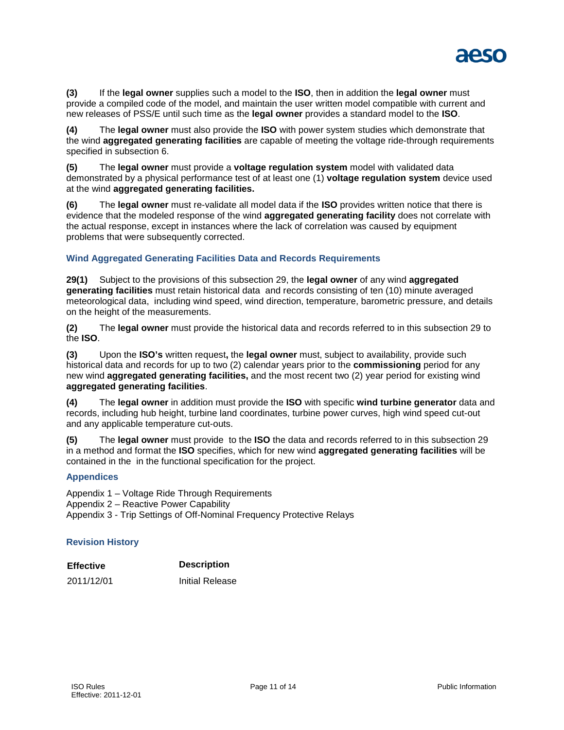**(3)** If the **legal owner** supplies such a model to the **ISO**, then in addition the **legal owner** must provide a compiled code of the model, and maintain the user written model compatible with current and new releases of PSS/E until such time as the **legal owner** provides a standard model to the **ISO**.

**(4)** The **legal owner** must also provide the **ISO** with power system studies which demonstrate that the wind **aggregated generating facilities** are capable of meeting the voltage ride-through requirements specified in subsection 6.

**(5)** The **legal owner** must provide a **voltage regulation system** model with validated data demonstrated by a physical performance test of at least one (1) **voltage regulation system** device used at the wind **aggregated generating facilities.**

**(6)** The **legal owner** must re-validate all model data if the **ISO** provides written notice that there is evidence that the modeled response of the wind **aggregated generating facility** does not correlate with the actual response, except in instances where the lack of correlation was caused by equipment problems that were subsequently corrected.

### Wind Aggregated Generating Facilities Data and Records Requirements

**29(1)** Subject to the provisions of this subsection 29, the **legal owner** of any wind **aggregated generating facilities** must retain historical data and records consisting of ten (10) minute averaged meteorological data, including wind speed, wind direction, temperature, barometric pressure, and details on the height of the measurements.

**(2)** The **legal owner** must provide the historical data and records referred to in this subsection 29 to the **ISO**.

**(3)** Upon the **ISO's** written request**,** the **legal owner** must, subject to availability, provide such historical data and records for up to two (2) calendar years prior to the **commissioning** period for any new wind **aggregated generating facilities,** and the most recent two (2) year period for existing wind **aggregated generating facilities**.

**(4)** The **legal owner** in addition must provide the **ISO** with specific **wind turbine generator** data and records, including hub height, turbine land coordinates, turbine power curves, high wind speed cut-out and any applicable temperature cut-outs.

**(5)** The **legal owner** must provide to the **ISO** the data and records referred to in this subsection 29 in a method and format the **ISO** specifies, which for new wind **aggregated generating facilities** will be contained in the in the functional specification for the project.

### Appendices

Appendix 1 – Voltage Ride Through Requirements
Appendix 2 – Reactive Power Capability
Appendix 3 - Trip Settings of Off-Nominal Frequency Protective Relays

### Revision History

| Effective | Description |
|---|---|
| 2011/12/01 | Initial Release |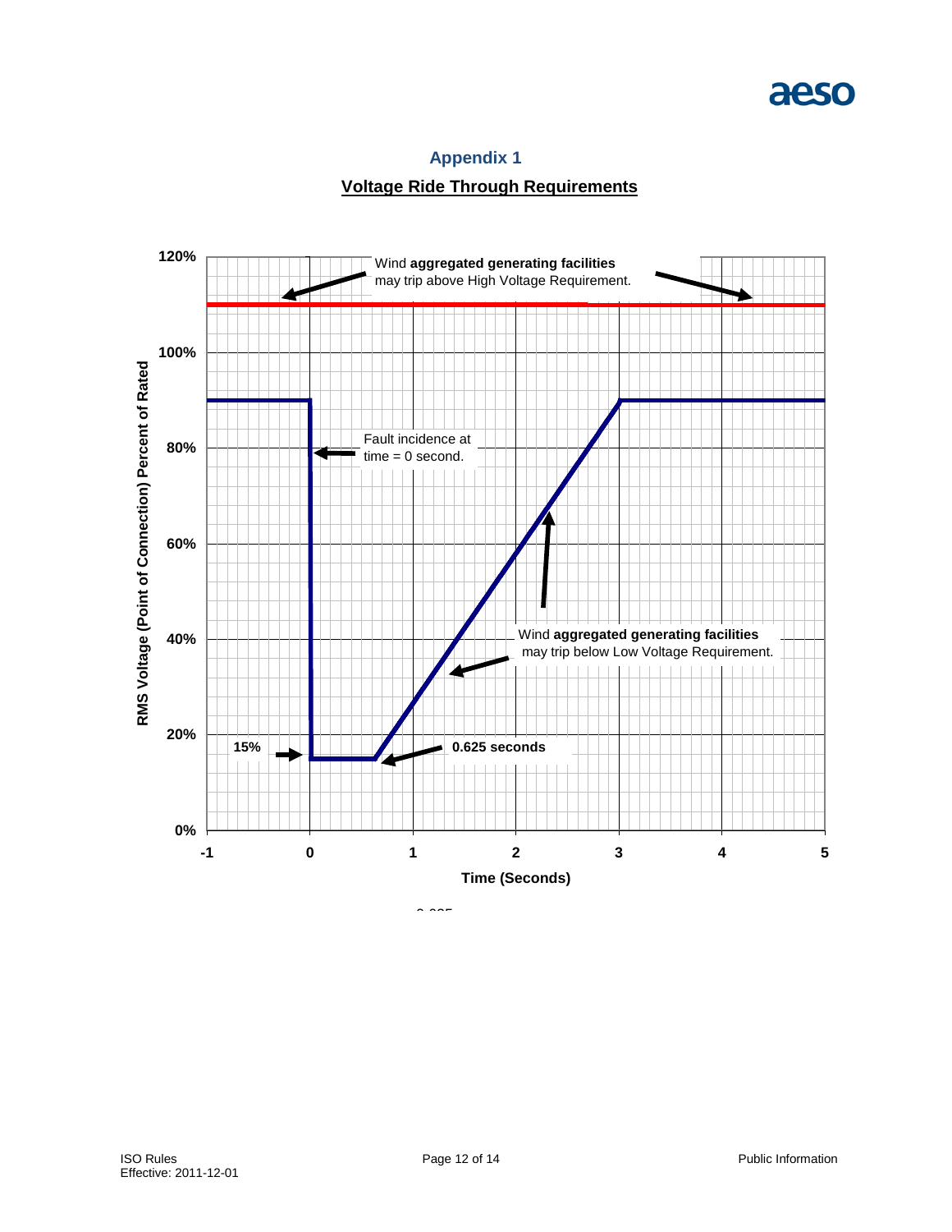## Appendix 1

### Voltage Ride Through Requirements

120%

Wind **aggregated generating facilities** may trip above High Voltage Requirement.

100%

80% Fault incidence at time = 0 second.

60%

40% Wind **aggregated generating facilities** may trip below Low Voltage Requirement.

20%

**15%** **0.625 seconds**

0%

RMS Voltage (Point of Connection) Percent of Rated

-1 0 1 2 3 4 5

Time (Seconds)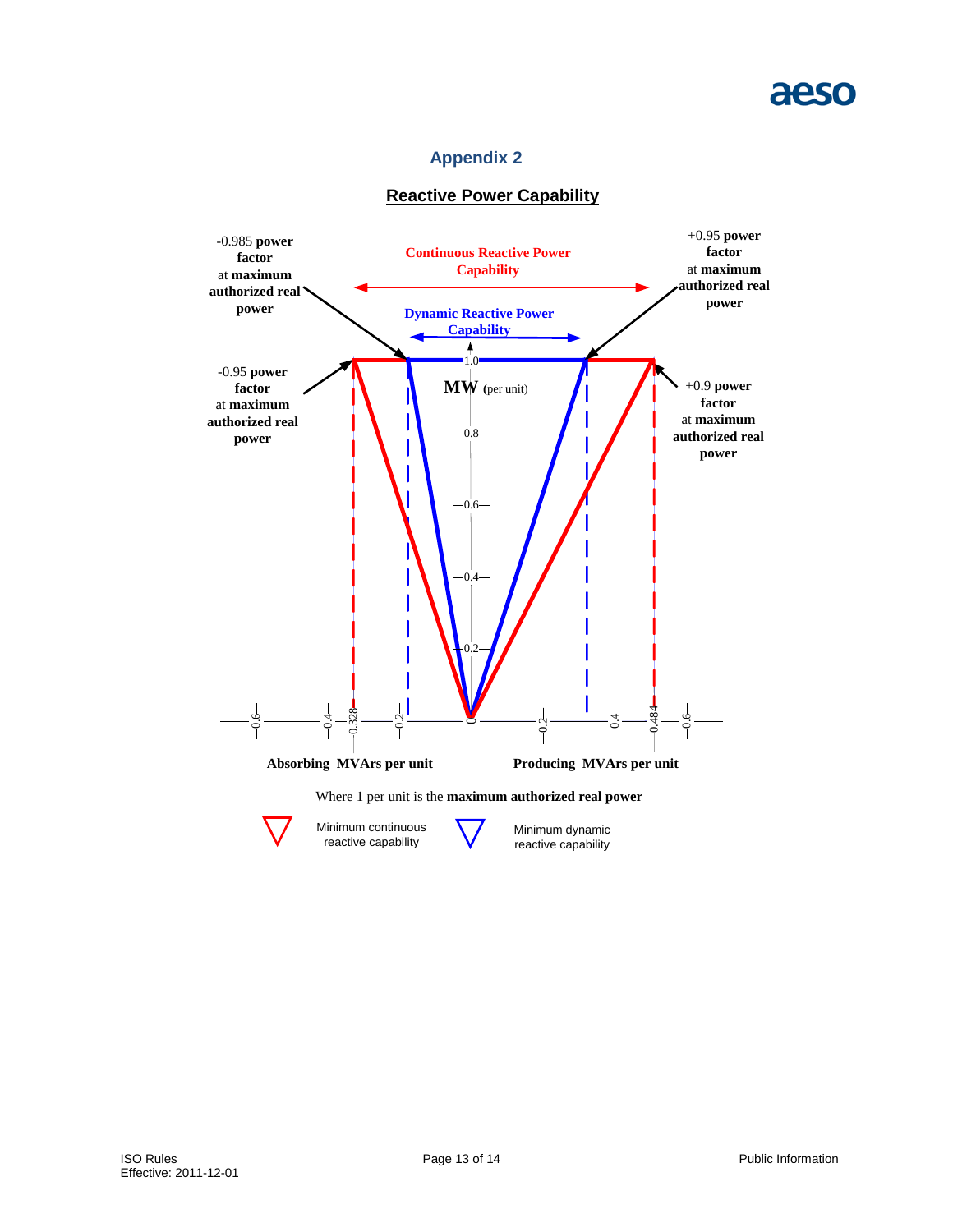## Appendix 2

### Reactive Power Capability

-0.985 **power factor** at **maximum authorized real power**

**Continuous Reactive Power Capability**

+0.95 **power factor** at **maximum authorized real power**

**Dynamic Reactive Power Capability**

-0.95 **power factor** at **maximum authorized real power**

**MW** (per unit)

+0.9 **power factor** at **maximum authorized real power**

1.0

0.8

0.6

0.4

0.2

-0.6 -0.4 -0.328 -0.2 0 0.2 0.4 0.484 0.6

**Absorbing MVArs per unit**

**Producing MVArs per unit**

Where 1 per unit is the **maximum authorized real power**

Minimum continuous reactive capability

Minimum dynamic reactive capability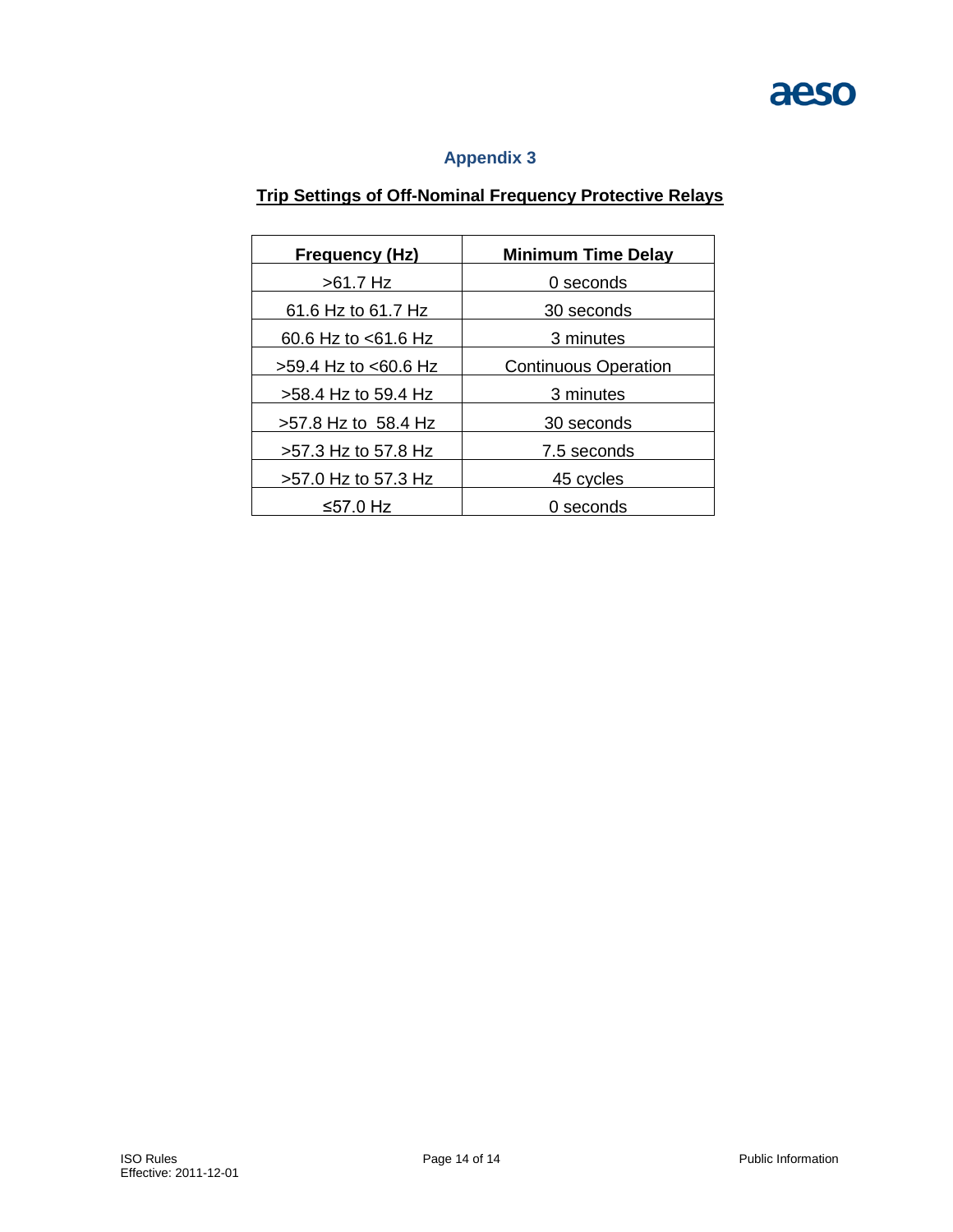## Appendix 3

**Trip Settings of Off-Nominal Frequency Protective Relays**

| Frequency (Hz) | Minimum Time Delay |
| --- | --- |
| >61.7 Hz | 0 seconds |
| 61.6 Hz to 61.7 Hz | 30 seconds |
| 60.6 Hz to <61.6 Hz | 3 minutes |
| >59.4 Hz to <60.6 Hz | Continuous Operation |
| >58.4 Hz to 59.4 Hz | 3 minutes |
| >57.8 Hz to 58.4 Hz | 30 seconds |
| >57.3 Hz to 57.8 Hz | 7.5 seconds |
| >57.0 Hz to 57.3 Hz | 45 cycles |
| ≤57.0 Hz | 0 seconds |